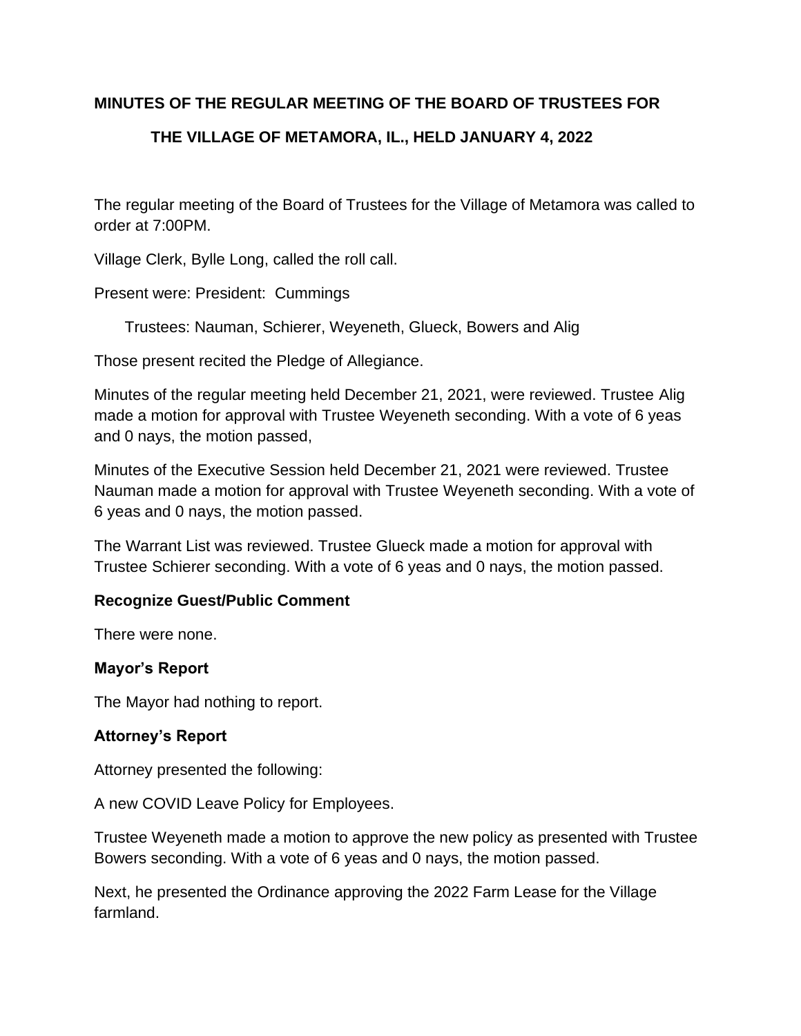**MINUTES OF THE REGULAR MEETING OF THE BOARD OF TRUSTEES FOR THE VILLAGE OF METAMORA, IL., HELD JANUARY 4, 2022**

The regular meeting of the Board of Trustees for the Village of Metamora was called to order at 7:00PM.

Village Clerk, Bylle Long, called the roll call.

Present were: President: Cummings

Trustees: Nauman, Schierer, Weyeneth, Glueck, Bowers and Alig

Those present recited the Pledge of Allegiance.

Minutes of the regular meeting held December 21, 2021, were reviewed. Trustee Alig made a motion for approval with Trustee Weyeneth seconding. With a vote of 6 yeas and 0 nays, the motion passed,

Minutes of the Executive Session held December 21, 2021 were reviewed. Trustee Nauman made a motion for approval with Trustee Weyeneth seconding. With a vote of 6 yeas and 0 nays, the motion passed.

The Warrant List was reviewed. Trustee Glueck made a motion for approval with Trustee Schierer seconding. With a vote of 6 yeas and 0 nays, the motion passed.

**Recognize Guest/Public Comment**

There were none.

**Mayor's Report**

The Mayor had nothing to report.

**Attorney's Report**

Attorney presented the following:

A new COVID Leave Policy for Employees.

Trustee Weyeneth made a motion to approve the new policy as presented with Trustee Bowers seconding. With a vote of 6 yeas and 0 nays, the motion passed.

Next, he presented the Ordinance approving the 2022 Farm Lease for the Village farmland.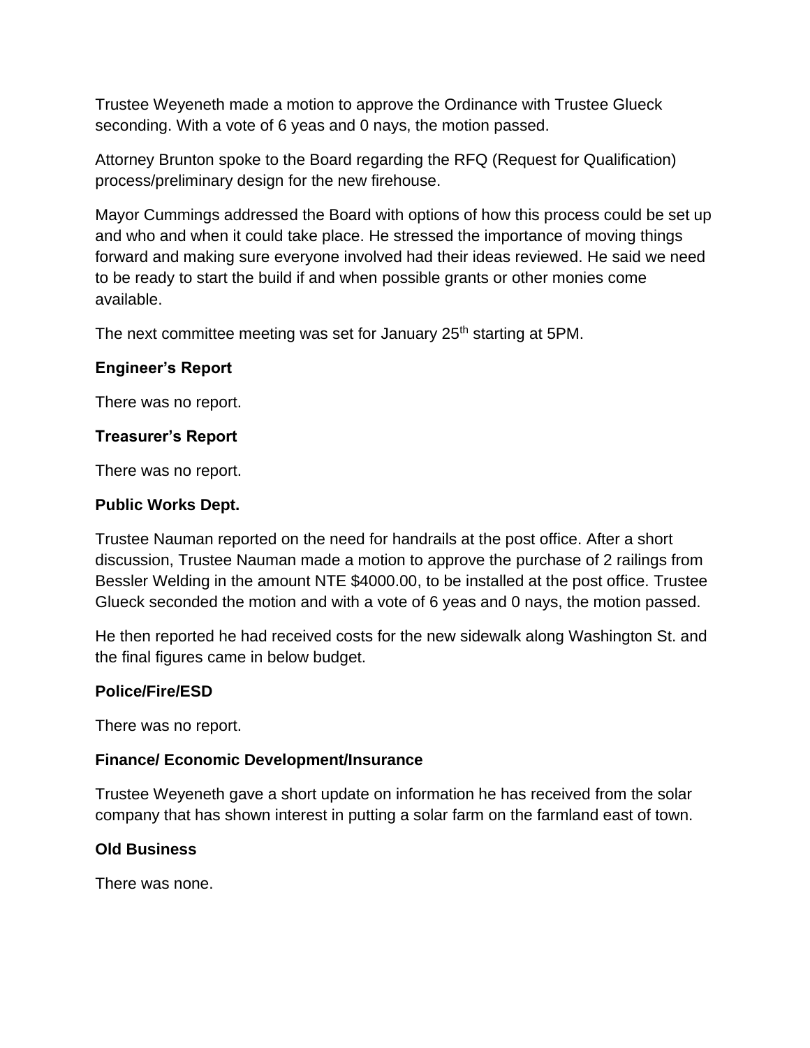Trustee Weyeneth made a motion to approve the Ordinance with Trustee Glueck seconding. With a vote of 6 yeas and 0 nays, the motion passed.

Attorney Brunton spoke to the Board regarding the RFQ (Request for Qualification) process/preliminary design for the new firehouse.

Mayor Cummings addressed the Board with options of how this process could be set up and who and when it could take place. He stressed the importance of moving things forward and making sure everyone involved had their ideas reviewed. He said we need to be ready to start the build if and when possible grants or other monies come available.

The next committee meeting was set for January 25th starting at 5PM.

**Engineer's Report**

There was no report.

**Treasurer's Report**

There was no report.

**Public Works Dept.**

Trustee Nauman reported on the need for handrails at the post office. After a short discussion, Trustee Nauman made a motion to approve the purchase of 2 railings from Bessler Welding in the amount NTE $4000.00, to be installed at the post office. Trustee Glueck seconded the motion and with a vote of 6 yeas and 0 nays, the motion passed.

He then reported he had received costs for the new sidewalk along Washington St. and the final figures came in below budget.

**Police/Fire/ESD**

There was no report.

**Finance/ Economic Development/Insurance**

Trustee Weyeneth gave a short update on information he has received from the solar company that has shown interest in putting a solar farm on the farmland east of town.

**Old Business**

There was none.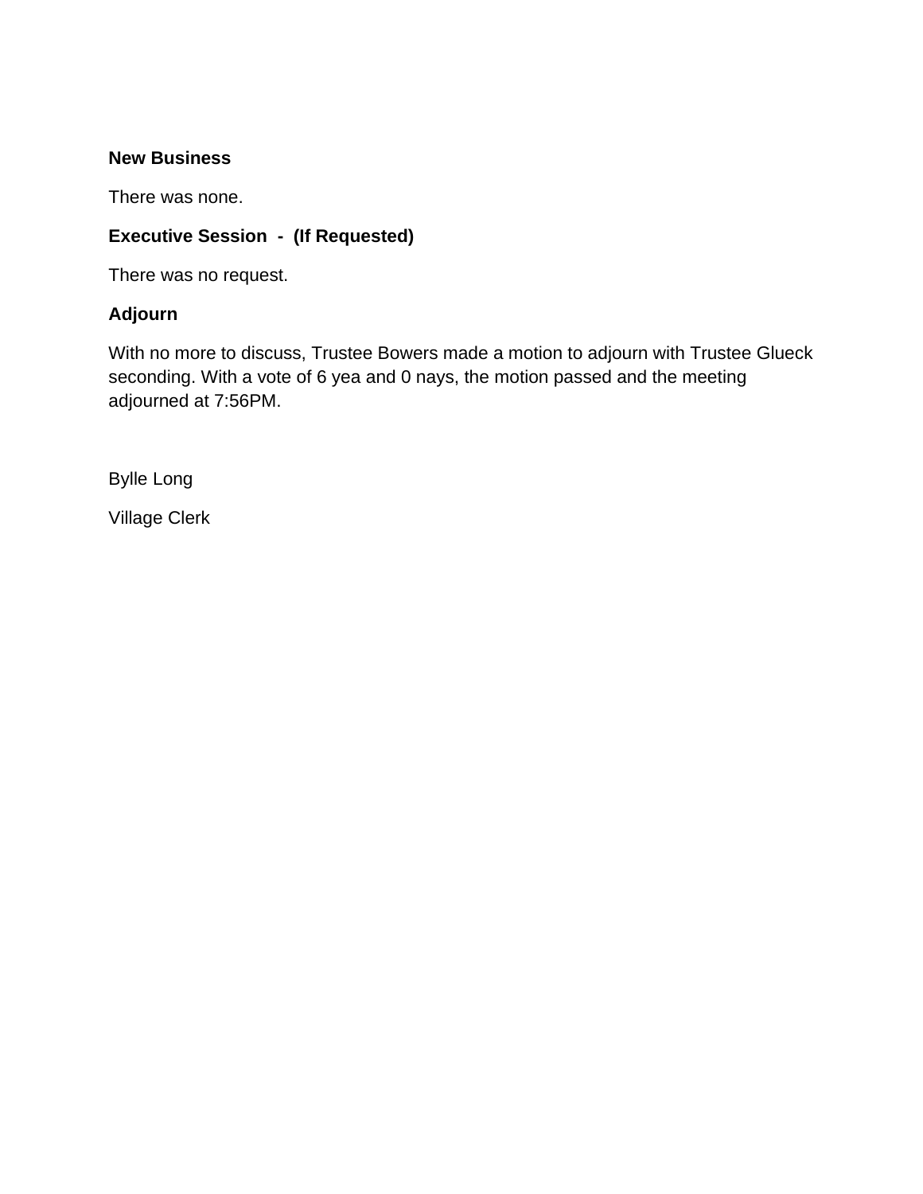**New Business**

There was none.

**Executive Session - (If Requested)**

There was no request.

**Adjourn**

With no more to discuss, Trustee Bowers made a motion to adjourn with Trustee Glueck seconding. With a vote of 6 yea and 0 nays, the motion passed and the meeting adjourned at 7:56PM.

Bylle Long

Village Clerk